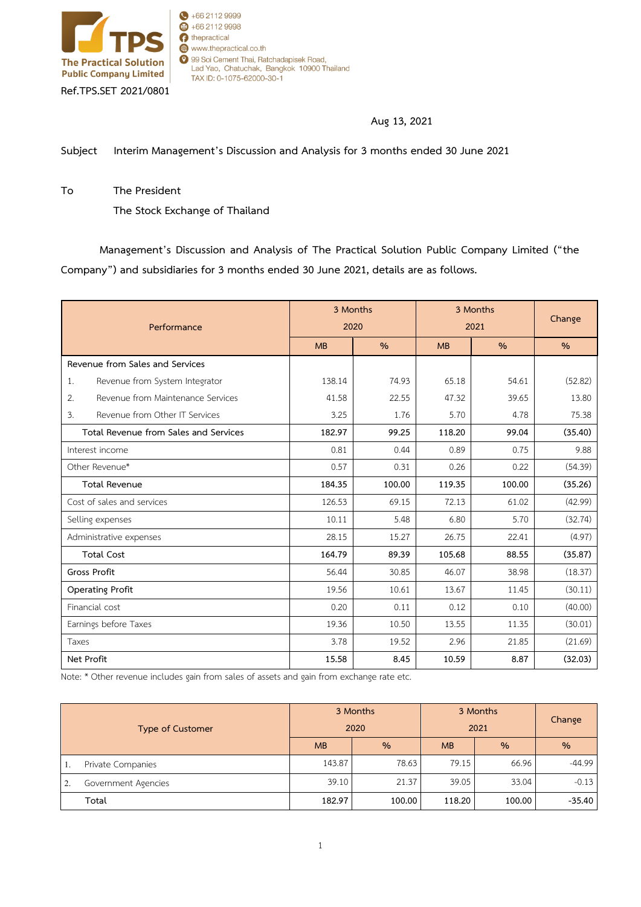The Practical Solution Public Company Limited

+66 2112 9999
+66 2112 9998
thepractical
www.thepractical.co.th
99 Soi Cement Thai, Ratchadapisek Road, Lad Yao, Chatuchak, Bangkok 10900 Thailand
TAX ID: 0-1075-62000-30-1

Ref.TPS.SET 2021/0801

Aug 13, 2021

Subject Interim Management's Discussion and Analysis for 3 months ended 30 June 2021

To The President
The Stock Exchange of Thailand

Management's Discussion and Analysis of The Practical Solution Public Company Limited ("the Company") and subsidiaries for 3 months ended 30 June 2021, details are as follows.

| Performance | 3 Months 2020 | | 3 Months 2021 | | Change |
|---|---|---|---|---|---|
| | MB | % | MB | % | % |
| Revenue from Sales and Services | | | | | |
| 1. Revenue from System Integrator | 138.14 | 74.93 | 65.18 | 54.61 | (52.82) |
| 2. Revenue from Maintenance Services | 41.58 | 22.55 | 47.32 | 39.65 | 13.80 |
| 3. Revenue from Other IT Services | 3.25 | 1.76 | 5.70 | 4.78 | 75.38 |
| **Total Revenue from Sales and Services** | **182.97** | **99.25** | **118.20** | **99.04** | **(35.40)** |
| Interest income | 0.81 | 0.44 | 0.89 | 0.75 | 9.88 |
| Other Revenue* | 0.57 | 0.31 | 0.26 | 0.22 | (54.39) |
| **Total Revenue** | **184.35** | **100.00** | **119.35** | **100.00** | **(35.26)** |
| Cost of sales and services | 126.53 | 69.15 | 72.13 | 61.02 | (42.99) |
| Selling expenses | 10.11 | 5.48 | 6.80 | 5.70 | (32.74) |
| Administrative expenses | 28.15 | 15.27 | 26.75 | 22.41 | (4.97) |
| **Total Cost** | **164.79** | **89.39** | **105.68** | **88.55** | **(35.87)** |
| **Gross Profit** | 56.44 | 30.85 | 46.07 | 38.98 | (18.37) |
| **Operating Profit** | 19.56 | 10.61 | 13.67 | 11.45 | (30.11) |
| Financial cost | 0.20 | 0.11 | 0.12 | 0.10 | (40.00) |
| Earnings before Taxes | 19.36 | 10.50 | 13.55 | 11.35 | (30.01) |
| Taxes | 3.78 | 19.52 | 2.96 | 21.85 | (21.69) |
| **Net Profit** | **15.58** | **8.45** | **10.59** | **8.87** | **(32.03)** |

Note: * Other revenue includes gain from sales of assets and gain from exchange rate etc.

| Type of Customer | 3 Months 2020 | | 3 Months 2021 | | Change |
|---|---|---|---|---|---|
| | MB | % | MB | % | % |
| 1. Private Companies | 143.87 | 78.63 | 79.15 | 66.96 | -44.99 |
| 2. Government Agencies | 39.10 | 21.37 | 39.05 | 33.04 | -0.13 |
| Total | 182.97 | 100.00 | 118.20 | 100.00 | -35.40 |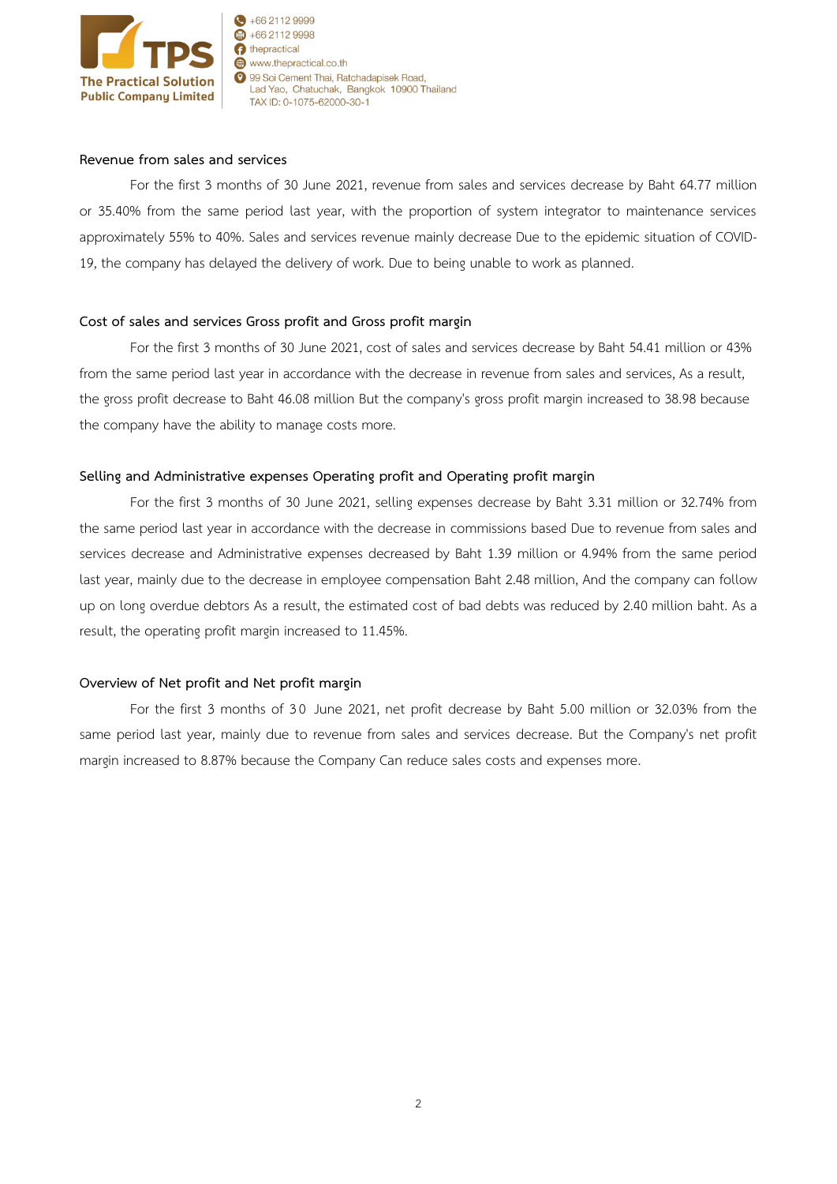### Revenue from sales and services

For the first 3 months of 30 June 2021, revenue from sales and services decrease by Baht 64.77 million or 35.40% from the same period last year, with the proportion of system integrator to maintenance services approximately 55% to 40%. Sales and services revenue mainly decrease Due to the epidemic situation of COVID-19, the company has delayed the delivery of work. Due to being unable to work as planned.

### Cost of sales and services Gross profit and Gross profit margin

For the first 3 months of 30 June 2021, cost of sales and services decrease by Baht 54.41 million or 43% from the same period last year in accordance with the decrease in revenue from sales and services, As a result, the gross profit decrease to Baht 46.08 million But the company's gross profit margin increased to 38.98 because the company have the ability to manage costs more.

### Selling and Administrative expenses Operating profit and Operating profit margin

For the first 3 months of 30 June 2021, selling expenses decrease by Baht 3.31 million or 32.74% from the same period last year in accordance with the decrease in commissions based Due to revenue from sales and services decrease and Administrative expenses decreased by Baht 1.39 million or 4.94% from the same period last year, mainly due to the decrease in employee compensation Baht 2.48 million, And the company can follow up on long overdue debtors As a result, the estimated cost of bad debts was reduced by 2.40 million baht. As a result, the operating profit margin increased to 11.45%.

### Overview of Net profit and Net profit margin

For the first 3 months of 30 June 2021, net profit decrease by Baht 5.00 million or 32.03% from the same period last year, mainly due to revenue from sales and services decrease. But the Company's net profit margin increased to 8.87% because the Company Can reduce sales costs and expenses more.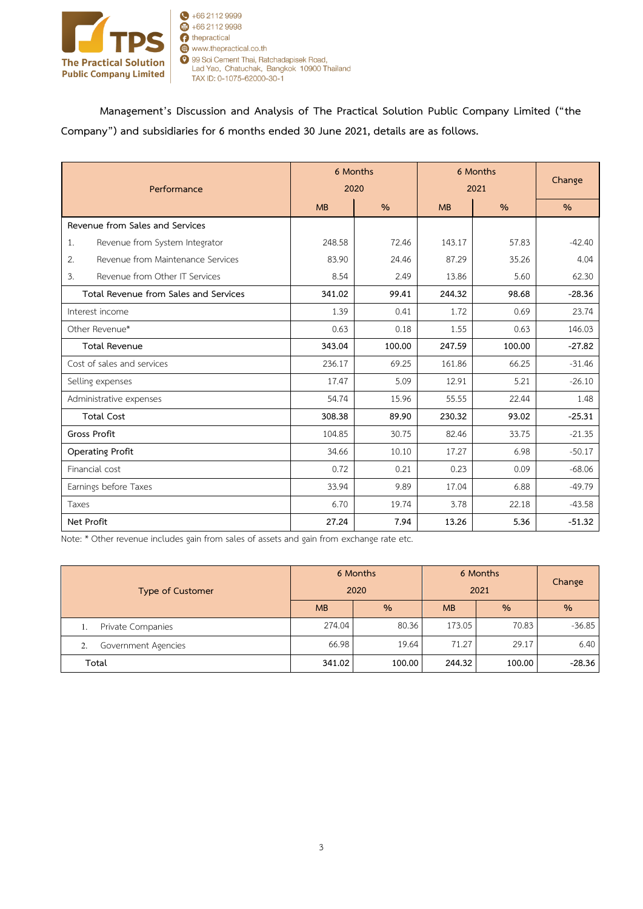Management's Discussion and Analysis of The Practical Solution Public Company Limited ("the Company") and subsidiaries for 6 months ended 30 June 2021, details are as follows.

| Performance | 6 Months 2020 | | 6 Months 2021 | | Change |
|---|---|---|---|---|---|
| | MB | % | MB | % | % |
| Revenue from Sales and Services | | | | | |
| 1. Revenue from System Integrator | 248.58 | 72.46 | 143.17 | 57.83 | -42.40 |
| 2. Revenue from Maintenance Services | 83.90 | 24.46 | 87.29 | 35.26 | 4.04 |
| 3. Revenue from Other IT Services | 8.54 | 2.49 | 13.86 | 5.60 | 62.30 |
| **Total Revenue from Sales and Services** | **341.02** | **99.41** | **244.32** | **98.68** | **-28.36** |
| Interest income | 1.39 | 0.41 | 1.72 | 0.69 | 23.74 |
| Other Revenue* | 0.63 | 0.18 | 1.55 | 0.63 | 146.03 |
| **Total Revenue** | **343.04** | **100.00** | **247.59** | **100.00** | **-27.82** |
| Cost of sales and services | 236.17 | 69.25 | 161.86 | 66.25 | -31.46 |
| Selling expenses | 17.47 | 5.09 | 12.91 | 5.21 | -26.10 |
| Administrative expenses | 54.74 | 15.96 | 55.55 | 22.44 | 1.48 |
| **Total Cost** | **308.38** | **89.90** | **230.32** | **93.02** | **-25.31** |
| Gross Profit | 104.85 | 30.75 | 82.46 | 33.75 | -21.35 |
| Operating Profit | 34.66 | 10.10 | 17.27 | 6.98 | -50.17 |
| Financial cost | 0.72 | 0.21 | 0.23 | 0.09 | -68.06 |
| Earnings before Taxes | 33.94 | 9.89 | 17.04 | 6.88 | -49.79 |
| Taxes | 6.70 | 19.74 | 3.78 | 22.18 | -43.58 |
| **Net Profit** | **27.24** | **7.94** | **13.26** | **5.36** | **-51.32** |

Note: * Other revenue includes gain from sales of assets and gain from exchange rate etc.

| Type of Customer | 6 Months 2020 | | 6 Months 2021 | | Change |
|---|---|---|---|---|---|
| | MB | % | MB | % | % |
| 1. Private Companies | 274.04 | 80.36 | 173.05 | 70.83 | -36.85 |
| 2. Government Agencies | 66.98 | 19.64 | 71.27 | 29.17 | 6.40 |
| Total | 341.02 | 100.00 | 244.32 | 100.00 | -28.36 |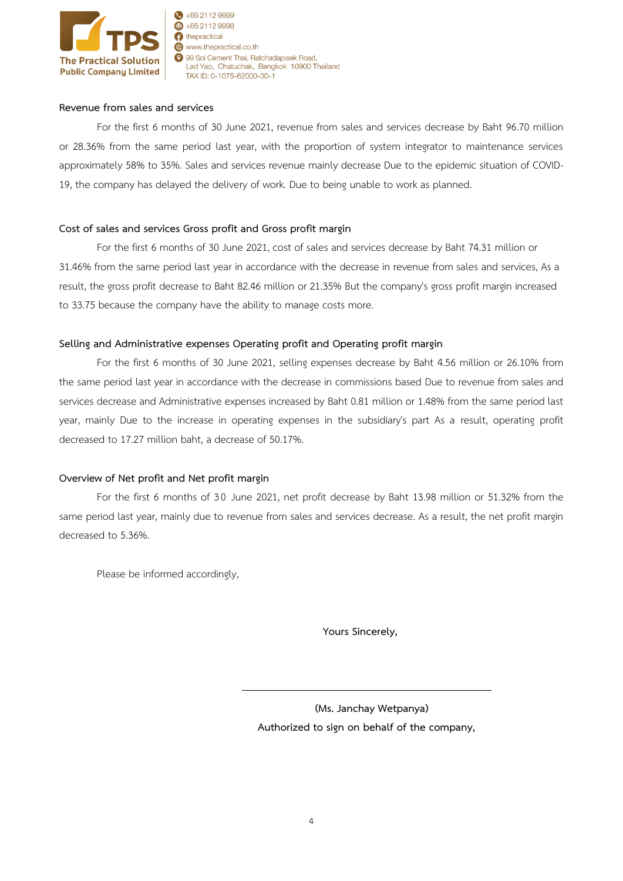**Revenue from sales and services**

For the first 6 months of 30 June 2021, revenue from sales and services decrease by Baht 96.70 million or 28.36% from the same period last year, with the proportion of system integrator to maintenance services approximately 58% to 35%. Sales and services revenue mainly decrease Due to the epidemic situation of COVID-19, the company has delayed the delivery of work. Due to being unable to work as planned.

**Cost of sales and services Gross profit and Gross profit margin**

For the first 6 months of 30 June 2021, cost of sales and services decrease by Baht 74.31 million or 31.46% from the same period last year in accordance with the decrease in revenue from sales and services, As a result, the gross profit decrease to Baht 82.46 million or 21.35% But the company's gross profit margin increased to 33.75 because the company have the ability to manage costs more.

**Selling and Administrative expenses Operating profit and Operating profit margin**

For the first 6 months of 30 June 2021, selling expenses decrease by Baht 4.56 million or 26.10% from the same period last year in accordance with the decrease in commissions based Due to revenue from sales and services decrease and Administrative expenses increased by Baht 0.81 million or 1.48% from the same period last year, mainly Due to the increase in operating expenses in the subsidiary's part As a result, operating profit decreased to 17.27 million baht, a decrease of 50.17%.

**Overview of Net profit and Net profit margin**

For the first 6 months of 30 June 2021, net profit decrease by Baht 13.98 million or 51.32% from the same period last year, mainly due to revenue from sales and services decrease. As a result, the net profit margin decreased to 5.36%.

Please be informed accordingly,

**Yours Sincerely,**

______________________________

**(Ms. Janchay Wetpanya)**

Authorized to sign on behalf of the company,